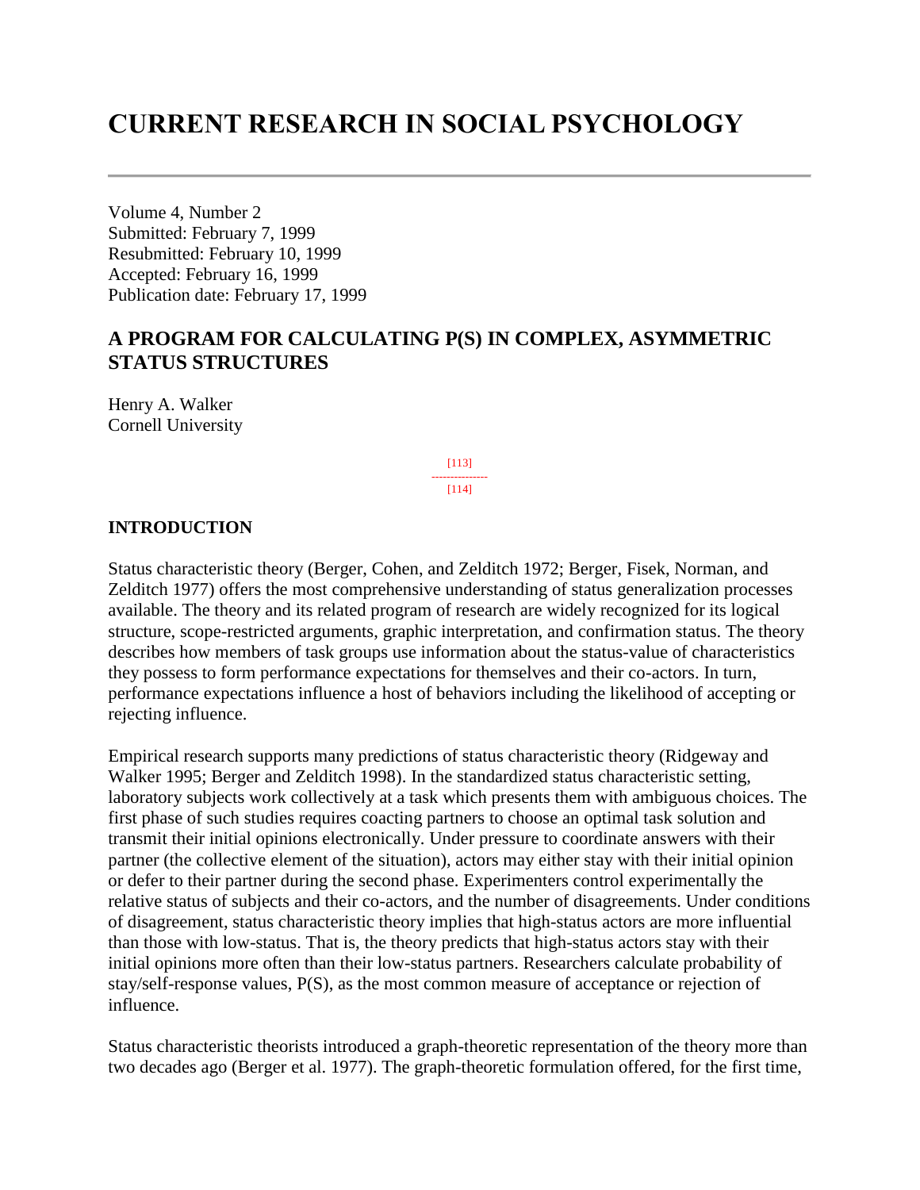# CURRENT RESEARCH IN SOCIAL PSYCHOLOGY

Volume 4, Number 2
Submitted: February 7, 1999
Resubmitted: February 10, 1999
Accepted: February 16, 1999
Publication date: February 17, 1999

## A PROGRAM FOR CALCULATING P(S) IN COMPLEX, ASYMMETRIC STATUS STRUCTURES

Henry A. Walker
Cornell University

### INTRODUCTION

Status characteristic theory (Berger, Cohen, and Zelditch 1972; Berger, Fisek, Norman, and Zelditch 1977) offers the most comprehensive understanding of status generalization processes available. The theory and its related program of research are widely recognized for its logical structure, scope-restricted arguments, graphic interpretation, and confirmation status. The theory describes how members of task groups use information about the status-value of characteristics they possess to form performance expectations for themselves and their co-actors. In turn, performance expectations influence a host of behaviors including the likelihood of accepting or rejecting influence.

Empirical research supports many predictions of status characteristic theory (Ridgeway and Walker 1995; Berger and Zelditch 1998). In the standardized status characteristic setting, laboratory subjects work collectively at a task which presents them with ambiguous choices. The first phase of such studies requires coacting partners to choose an optimal task solution and transmit their initial opinions electronically. Under pressure to coordinate answers with their partner (the collective element of the situation), actors may either stay with their initial opinion or defer to their partner during the second phase. Experimenters control experimentally the relative status of subjects and their co-actors, and the number of disagreements. Under conditions of disagreement, status characteristic theory implies that high-status actors are more influential than those with low-status. That is, the theory predicts that high-status actors stay with their initial opinions more often than their low-status partners. Researchers calculate probability of stay/self-response values, P(S), as the most common measure of acceptance or rejection of influence.

Status characteristic theorists introduced a graph-theoretic representation of the theory more than two decades ago (Berger et al. 1977). The graph-theoretic formulation offered, for the first time,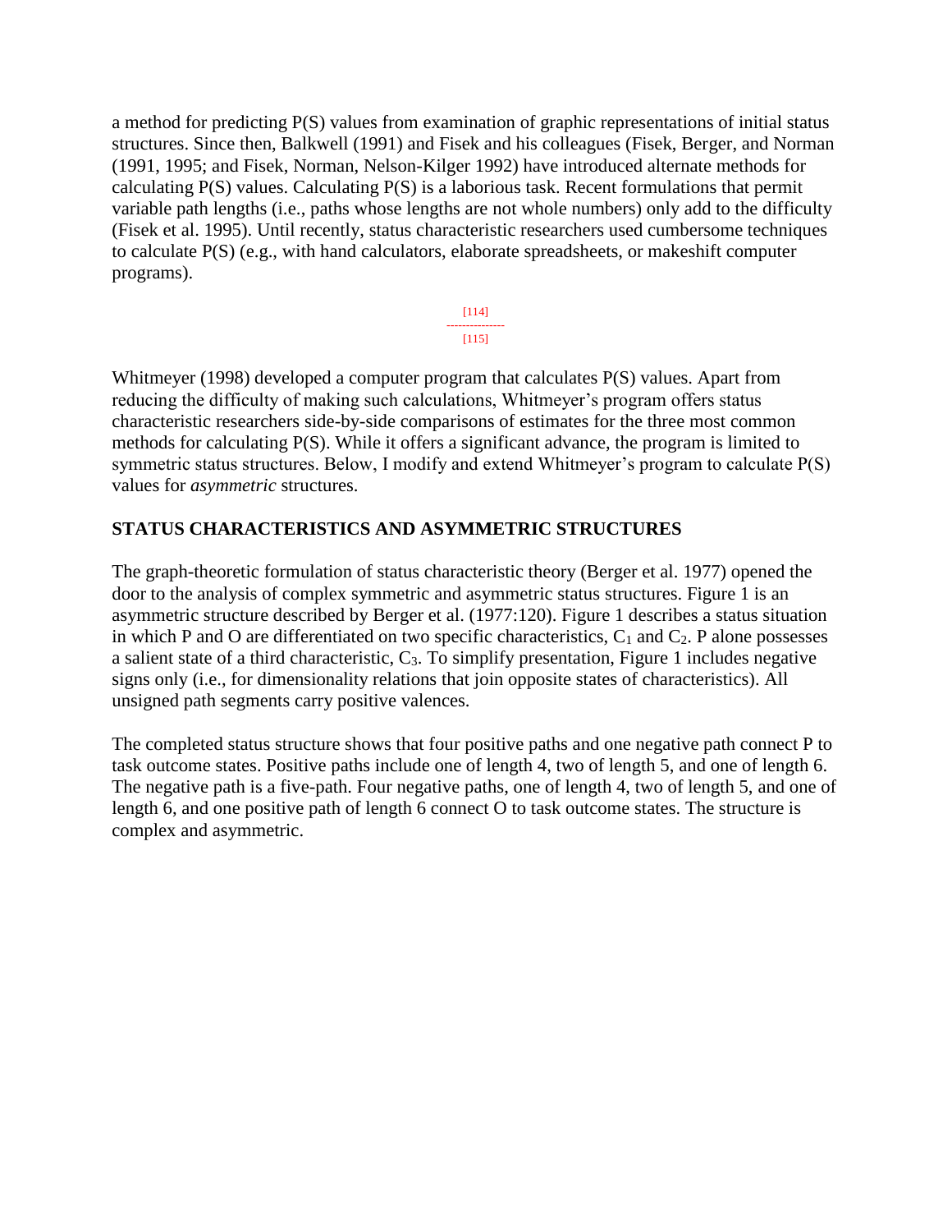a method for predicting P(S) values from examination of graphic representations of initial status structures. Since then, Balkwell (1991) and Fisek and his colleagues (Fisek, Berger, and Norman (1991, 1995; and Fisek, Norman, Nelson-Kilger 1992) have introduced alternate methods for calculating P(S) values. Calculating P(S) is a laborious task. Recent formulations that permit variable path lengths (i.e., paths whose lengths are not whole numbers) only add to the difficulty (Fisek et al. 1995). Until recently, status characteristic researchers used cumbersome techniques to calculate P(S) (e.g., with hand calculators, elaborate spreadsheets, or makeshift computer programs).

Whitmeyer (1998) developed a computer program that calculates P(S) values. Apart from reducing the difficulty of making such calculations, Whitmeyer's program offers status characteristic researchers side-by-side comparisons of estimates for the three most common methods for calculating P(S). While it offers a significant advance, the program is limited to symmetric status structures. Below, I modify and extend Whitmeyer's program to calculate P(S) values for *asymmetric* structures.

## STATUS CHARACTERISTICS AND ASYMMETRIC STRUCTURES

The graph-theoretic formulation of status characteristic theory (Berger et al. 1977) opened the door to the analysis of complex symmetric and asymmetric status structures. Figure 1 is an asymmetric structure described by Berger et al. (1977:120). Figure 1 describes a status situation in which P and O are differentiated on two specific characteristics, $C_1$ and $C_2$. P alone possesses a salient state of a third characteristic, $C_3$. To simplify presentation, Figure 1 includes negative signs only (i.e., for dimensionality relations that join opposite states of characteristics). All unsigned path segments carry positive valences.

The completed status structure shows that four positive paths and one negative path connect P to task outcome states. Positive paths include one of length 4, two of length 5, and one of length 6. The negative path is a five-path. Four negative paths, one of length 4, two of length 5, and one of length 6, and one positive path of length 6 connect O to task outcome states. The structure is complex and asymmetric.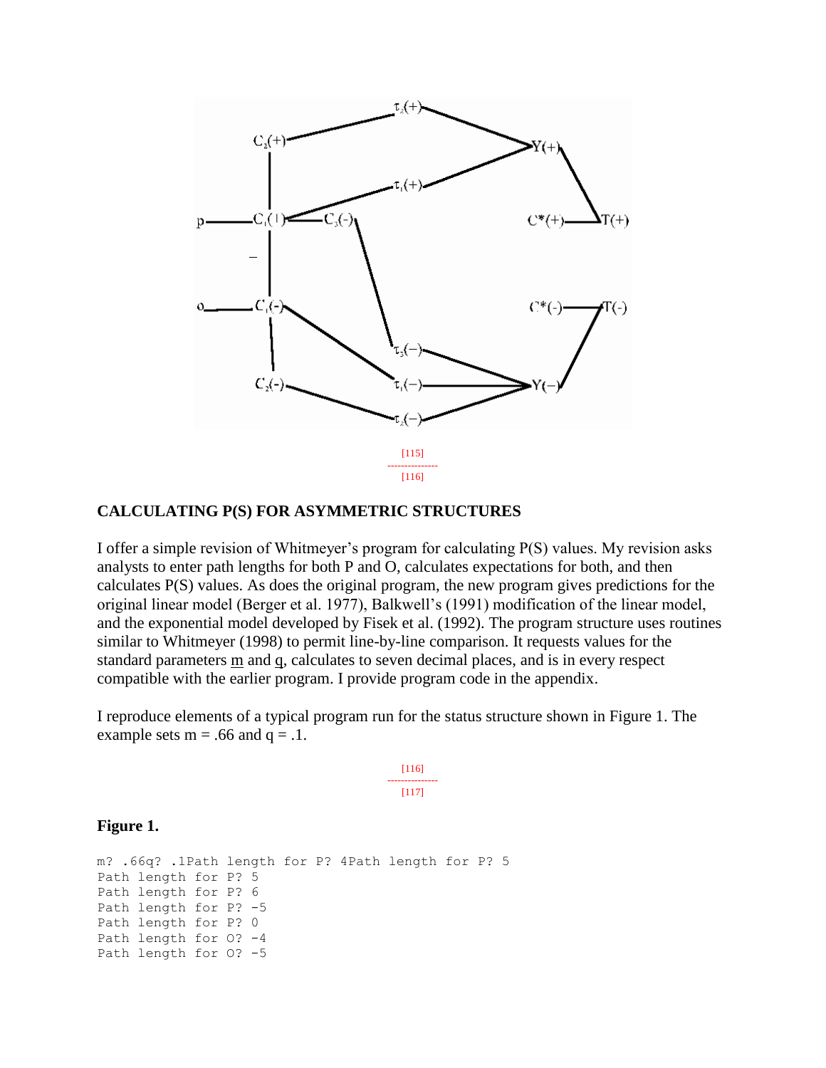## CALCULATING P(S) FOR ASYMMETRIC STRUCTURES

I offer a simple revision of Whitmeyer's program for calculating P(S) values. My revision asks analysts to enter path lengths for both P and O, calculates expectations for both, and then calculates P(S) values. As does the original program, the new program gives predictions for the original linear model (Berger et al. 1977), Balkwell's (1991) modification of the linear model, and the exponential model developed by Fisek et al. (1992). The program structure uses routines similar to Whitmeyer (1998) to permit line-by-line comparison. It requests values for the standard parameters m and q, calculates to seven decimal places, and is in every respect compatible with the earlier program. I provide program code in the appendix.

I reproduce elements of a typical program run for the status structure shown in Figure 1. The example sets m = .66 and q = .1.

**Figure 1.**

```
m? .66q? .1Path length for P? 4Path length for P? 5
Path length for P? 5
Path length for P? 6
Path length for P? -5
Path length for P? 0
Path length for O? -4
Path length for O? -5
```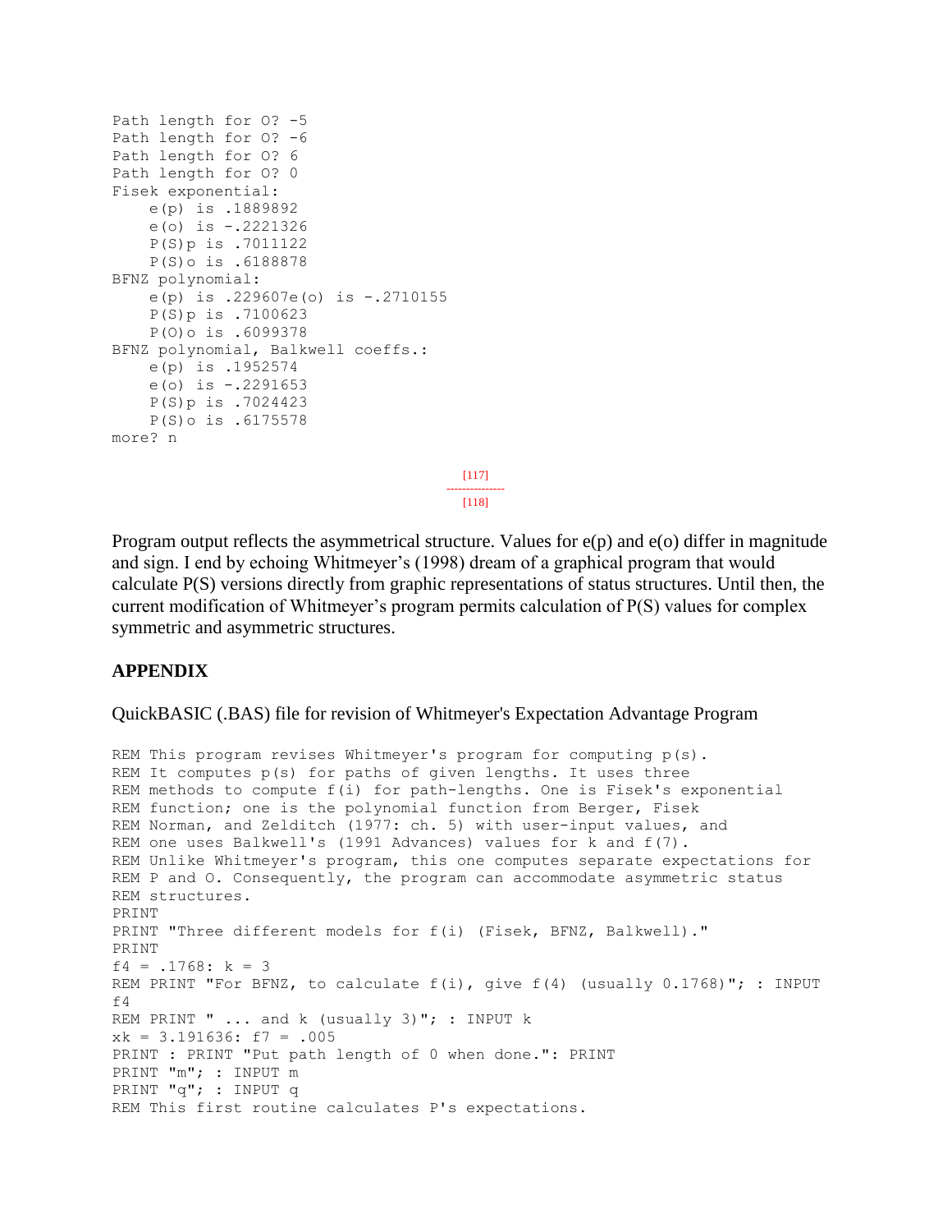```
Path length for O? -5
Path length for O? -6
Path length for O? 6
Path length for O? 0
Fisek exponential:
    e(p) is .1889892
    e(o) is -.2221326
    P(S)p is .7011122
    P(S)o is .6188878
BFNZ polynomial:
    e(p) is .229607e(o) is -.2710155
    P(S)p is .7100623
    P(O)o is .6099378
BFNZ polynomial, Balkwell coeffs.:
    e(p) is .1952574
    e(o) is -.2291653
    P(S)p is .7024423
    P(S)o is .6175578
more? n
```

[117]
---------------
[118]

Program output reflects the asymmetrical structure. Values for e(p) and e(o) differ in magnitude and sign. I end by echoing Whitmeyer's (1998) dream of a graphical program that would calculate P(S) versions directly from graphic representations of status structures. Until then, the current modification of Whitmeyer's program permits calculation of P(S) values for complex symmetric and asymmetric structures.

## APPENDIX

QuickBASIC (.BAS) file for revision of Whitmeyer's Expectation Advantage Program

```
REM This program revises Whitmeyer's program for computing p(s).
REM It computes p(s) for paths of given lengths. It uses three
REM methods to compute f(i) for path-lengths. One is Fisek's exponential
REM function; one is the polynomial function from Berger, Fisek
REM Norman, and Zelditch (1977: ch. 5) with user-input values, and
REM one uses Balkwell's (1991 Advances) values for k and f(7).
REM Unlike Whitmeyer's program, this one computes separate expectations for
REM P and O. Consequently, the program can accommodate asymmetric status
REM structures.
PRINT
PRINT "Three different models for f(i) (Fisek, BFNZ, Balkwell)."
PRINT
f4 = .1768: k = 3
REM PRINT "For BFNZ, to calculate f(i), give f(4) (usually 0.1768)"; : INPUT
f4
REM PRINT " ... and k (usually 3)"; : INPUT k
xk = 3.191636: f7 = .005
PRINT : PRINT "Put path length of 0 when done.": PRINT
PRINT "m"; : INPUT m
PRINT "q"; : INPUT q
REM This first routine calculates P's expectations.
```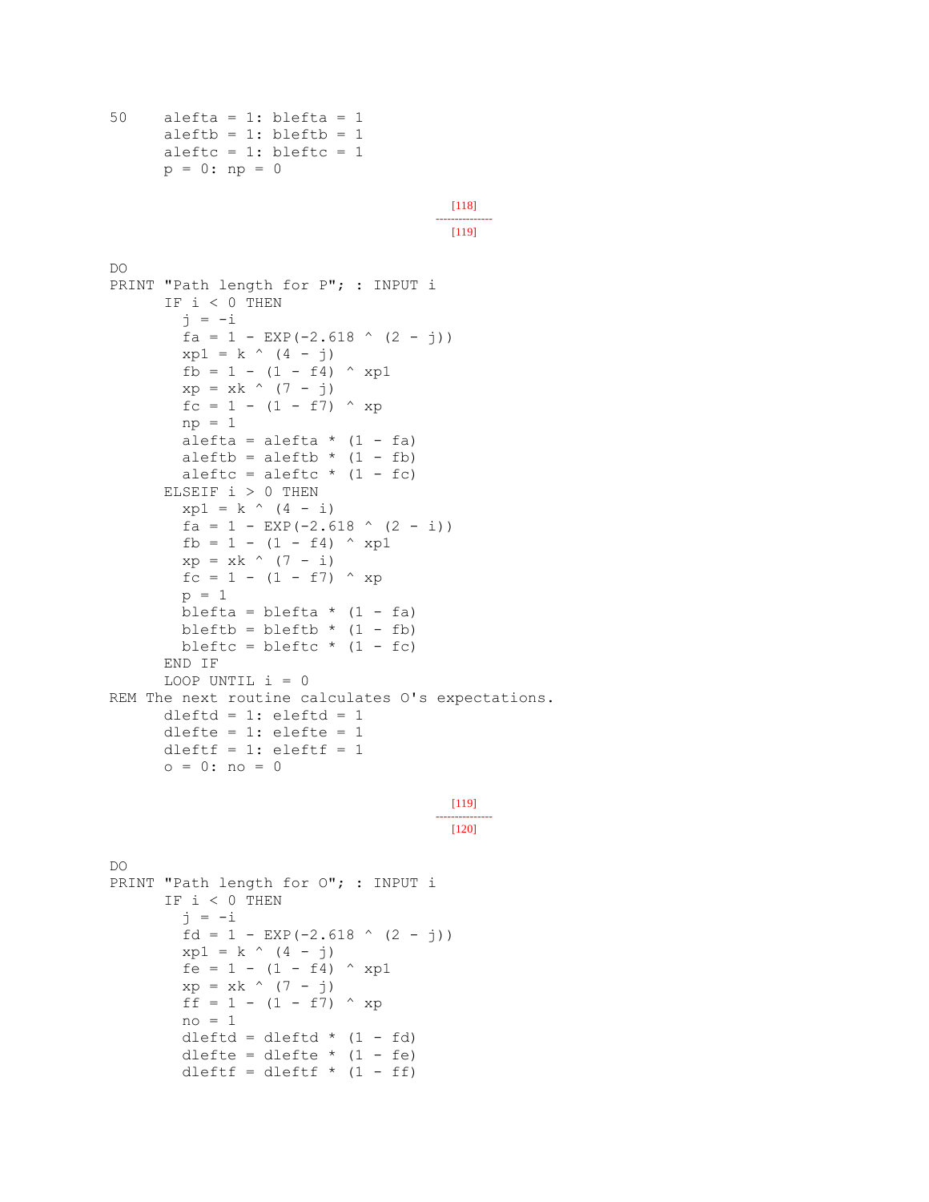```
50    alefta = 1: blefta = 1
      aleftb = 1: bleftb = 1
      aleftc = 1: bleftc = 1
      p = 0: np = 0
```

[118]
---------------
[119]

```
DO
PRINT "Path length for P"; : INPUT i
      IF i < 0 THEN
        j = -i
        fa = 1 - EXP(-2.618 ^ (2 - j))
        xp1 = k ^ (4 - j)
        fb = 1 - (1 - f4) ^ xp1
        xp = xk ^ (7 - j)
        fc = 1 - (1 - f7) ^ xp
        np = 1
        alefta = alefta * (1 - fa)
        aleftb = aleftb * (1 - fb)
        aleftc = aleftc * (1 - fc)
      ELSEIF i > 0 THEN
        xp1 = k ^ (4 - i)
        fa = 1 - EXP(-2.618 ^ (2 - i))
        fb = 1 - (1 - f4) ^ xp1
        xp = xk ^ (7 - i)
        fc = 1 - (1 - f7) ^ xp
        p = 1
        blefta = blefta * (1 - fa)
        bleftb = bleftb * (1 - fb)
        bleftc = bleftc * (1 - fc)
      END IF
      LOOP UNTIL i = 0
REM The next routine calculates O's expectations.
      dleftd = 1: eleftd = 1
      dlefte = 1: elefte = 1
      dleftf = 1: eleftf = 1
      o = 0: no = 0
```

[119]
---------------
[120]

```
DO
PRINT "Path length for O"; : INPUT i
      IF i < 0 THEN
        j = -i
        fd = 1 - EXP(-2.618 ^ (2 - j))
        xp1 = k ^ (4 - j)
        fe = 1 - (1 - f4) ^ xp1
        xp = xk ^ (7 - j)
        ff = 1 - (1 - f7) ^ xp
        no = 1
        dleftd = dleftd * (1 - fd)
        dlefte = dlefte * (1 - fe)
        dleftf = dleftf * (1 - ff)
```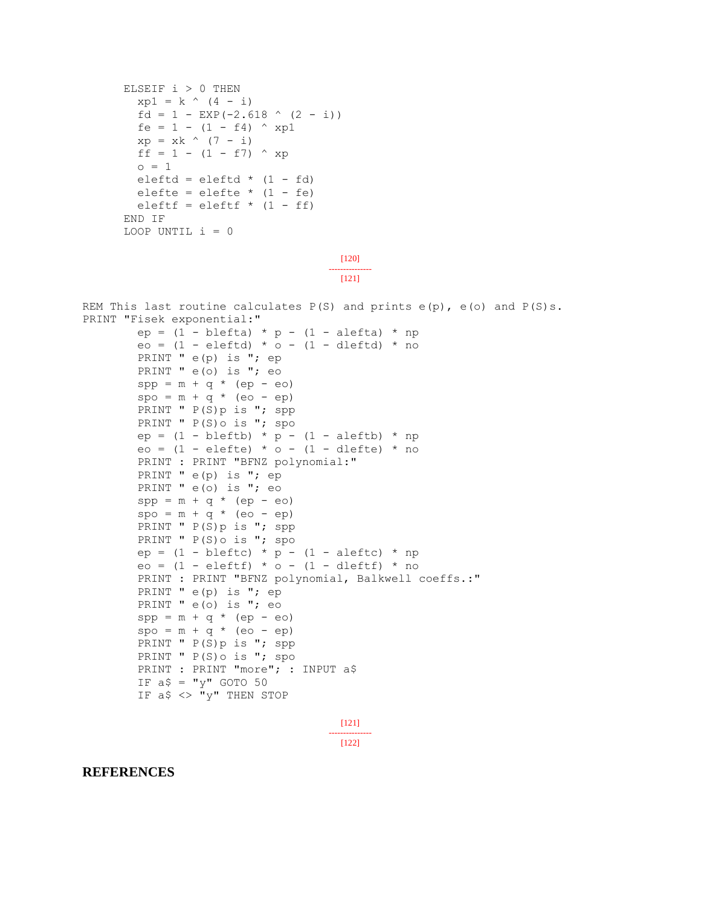```
      ELSEIF i > 0 THEN
        xp1 = k ^ (4 - i)
        fd = 1 - EXP(-2.618 ^ (2 - i))
        fe = 1 - (1 - f4) ^ xp1
        xp = xk ^ (7 - i)
        ff = 1 - (1 - f7) ^ xp
        o = 1
        eleftd = eleftd * (1 - fd)
        elefte = elefte * (1 - fe)
        eleftf = eleftf * (1 - ff)
      END IF
      LOOP UNTIL i = 0
```

[120]
---------------
[121]

```
REM This last routine calculates P(S) and prints e(p), e(o) and P(S)s.
PRINT "Fisek exponential:"
        ep = (1 - blefta) * p - (1 - alefta) * np
        eo = (1 - eleftd) * o - (1 - dleftd) * no
        PRINT " e(p) is "; ep
        PRINT " e(o) is "; eo
        spp = m + q * (ep - eo)
        spo = m + q * (eo - ep)
        PRINT " P(S)p is "; spp
        PRINT " P(S)o is "; spo
        ep = (1 - bleftb) * p - (1 - aleftb) * np
        eo = (1 - elefte) * o - (1 - dlefte) * no
        PRINT : PRINT "BFNZ polynomial:"
        PRINT " e(p) is "; ep
        PRINT " e(o) is "; eo
        spp = m + q * (ep - eo)
        spo = m + q * (eo - ep)
        PRINT " P(S)p is "; spp
        PRINT " P(S)o is "; spo
        ep = (1 - bleftc) * p - (1 - aleftc) * np
        eo = (1 - eleftf) * o - (1 - dleftf) * no
        PRINT : PRINT "BFNZ polynomial, Balkwell coeffs.:"
        PRINT " e(p) is "; ep
        PRINT " e(o) is "; eo
        spp = m + q * (ep - eo)
        spo = m + q * (eo - ep)
        PRINT " P(S)p is "; spp
        PRINT " P(S)o is "; spo
        PRINT : PRINT "more"; : INPUT a$
        IF a$ = "y" GOTO 50
        IF a$ <> "y" THEN STOP
```

[121]
---------------
[122]

## REFERENCES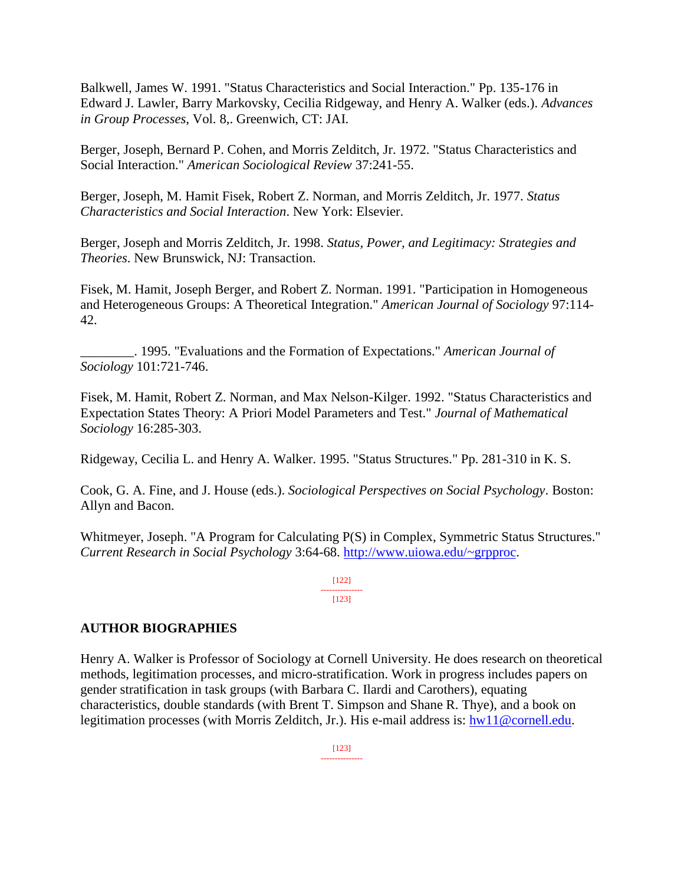Balkwell, James W. 1991. "Status Characteristics and Social Interaction." Pp. 135-176 in Edward J. Lawler, Barry Markovsky, Cecilia Ridgeway, and Henry A. Walker (eds.). *Advances in Group Processes*, Vol. 8,. Greenwich, CT: JAI.

Berger, Joseph, Bernard P. Cohen, and Morris Zelditch, Jr. 1972. "Status Characteristics and Social Interaction." *American Sociological Review* 37:241-55.

Berger, Joseph, M. Hamit Fisek, Robert Z. Norman, and Morris Zelditch, Jr. 1977. *Status Characteristics and Social Interaction*. New York: Elsevier.

Berger, Joseph and Morris Zelditch, Jr. 1998. *Status, Power, and Legitimacy: Strategies and Theories*. New Brunswick, NJ: Transaction.

Fisek, M. Hamit, Joseph Berger, and Robert Z. Norman. 1991. "Participation in Homogeneous and Heterogeneous Groups: A Theoretical Integration." *American Journal of Sociology* 97:114-42.

________. 1995. "Evaluations and the Formation of Expectations." *American Journal of Sociology* 101:721-746.

Fisek, M. Hamit, Robert Z. Norman, and Max Nelson-Kilger. 1992. "Status Characteristics and Expectation States Theory: A Priori Model Parameters and Test." *Journal of Mathematical Sociology* 16:285-303.

Ridgeway, Cecilia L. and Henry A. Walker. 1995. "Status Structures." Pp. 281-310 in K. S.

Cook, G. A. Fine, and J. House (eds.). *Sociological Perspectives on Social Psychology*. Boston: Allyn and Bacon.

Whitmeyer, Joseph. "A Program for Calculating P(S) in Complex, Symmetric Status Structures." *Current Research in Social Psychology* 3:64-68. http://www.uiowa.edu/~grpproc.

## AUTHOR BIOGRAPHIES

Henry A. Walker is Professor of Sociology at Cornell University. He does research on theoretical methods, legitimation processes, and micro-stratification. Work in progress includes papers on gender stratification in task groups (with Barbara C. Ilardi and Carothers), equating characteristics, double standards (with Brent T. Simpson and Shane R. Thye), and a book on legitimation processes (with Morris Zelditch, Jr.). His e-mail address is: hw11@cornell.edu.